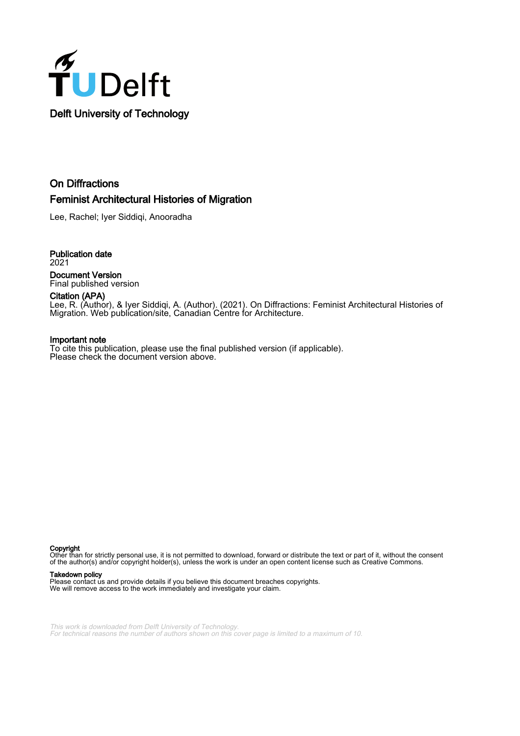Delft University of Technology

# On Diffractions

## Feminist Architectural Histories of Migration

Lee, Rachel; Iyer Siddiqi, Anooradha

**Publication date**
2021

**Document Version**
Final published version

**Citation (APA)**
Lee, R. (Author), & Iyer Siddiqi, A. (Author). (2021). On Diffractions: Feminist Architectural Histories of Migration. Web publication/site, Canadian Centre for Architecture.

**Important note**
To cite this publication, please use the final published version (if applicable).
Please check the document version above.

**Copyright**
Other than for strictly personal use, it is not permitted to download, forward or distribute the text or part of it, without the consent of the author(s) and/or copyright holder(s), unless the work is under an open content license such as Creative Commons.

**Takedown policy**
Please contact us and provide details if you believe this document breaches copyrights.
We will remove access to the work immediately and investigate your claim.

*This work is downloaded from Delft University of Technology.*
*For technical reasons the number of authors shown on this cover page is limited to a maximum of 10.*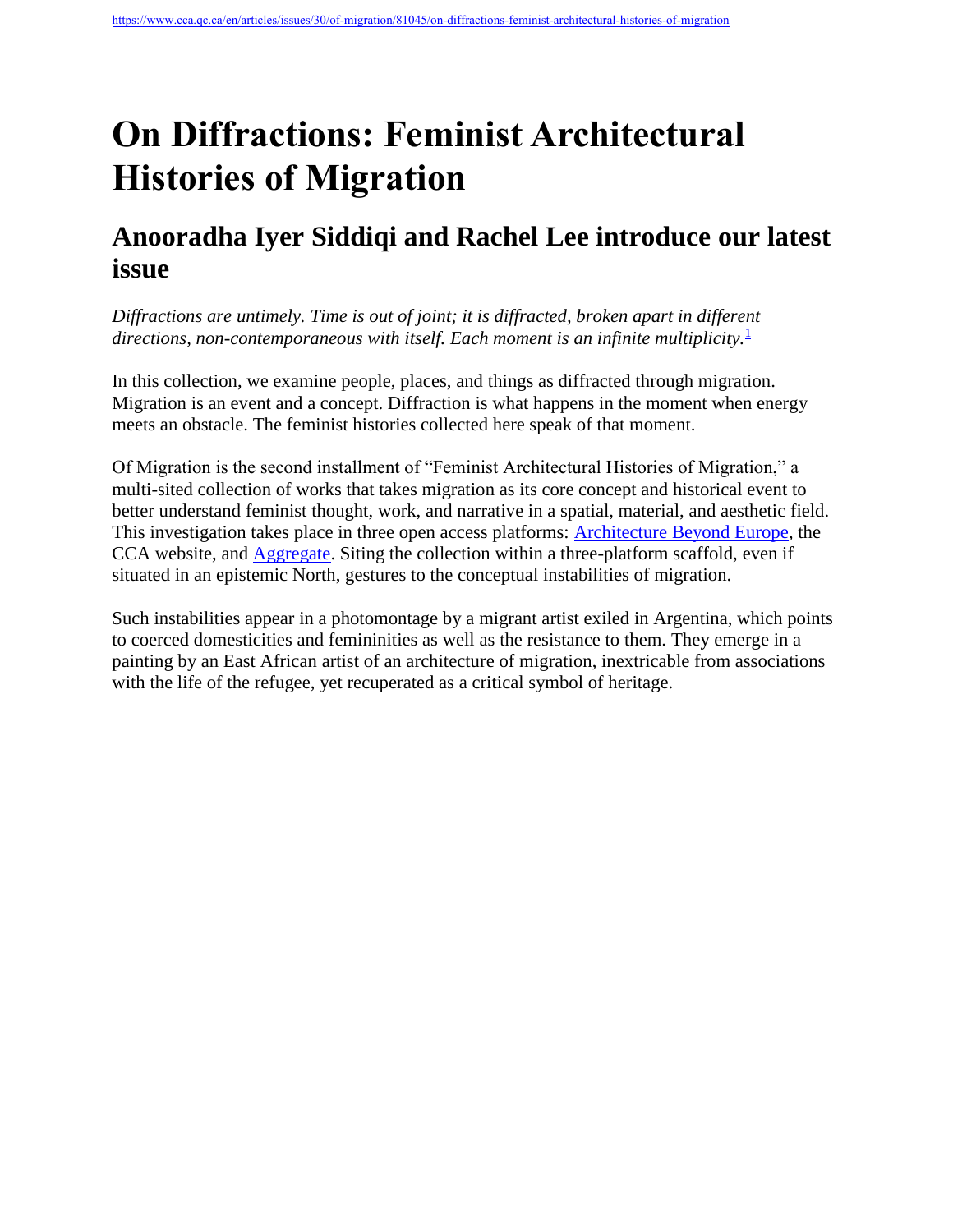# On Diffractions: Feminist Architectural Histories of Migration

## Anooradha Iyer Siddiqi and Rachel Lee introduce our latest issue

*Diffractions are untimely. Time is out of joint; it is diffracted, broken apart in different directions, non-contemporaneous with itself. Each moment is an infinite multiplicity.*[1]

In this collection, we examine people, places, and things as diffracted through migration. Migration is an event and a concept. Diffraction is what happens in the moment when energy meets an obstacle. The feminist histories collected here speak of that moment.

Of Migration is the second installment of "Feminist Architectural Histories of Migration," a multi-sited collection of works that takes migration as its core concept and historical event to better understand feminist thought, work, and narrative in a spatial, material, and aesthetic field. This investigation takes place in three open access platforms: [Architecture Beyond Europe](), the CCA website, and [Aggregate](). Siting the collection within a three-platform scaffold, even if situated in an epistemic North, gestures to the conceptual instabilities of migration.

Such instabilities appear in a photomontage by a migrant artist exiled in Argentina, which points to coerced domesticities and femininities as well as the resistance to them. They emerge in a painting by an East African artist of an architecture of migration, inextricable from associations with the life of the refugee, yet recuperated as a critical symbol of heritage.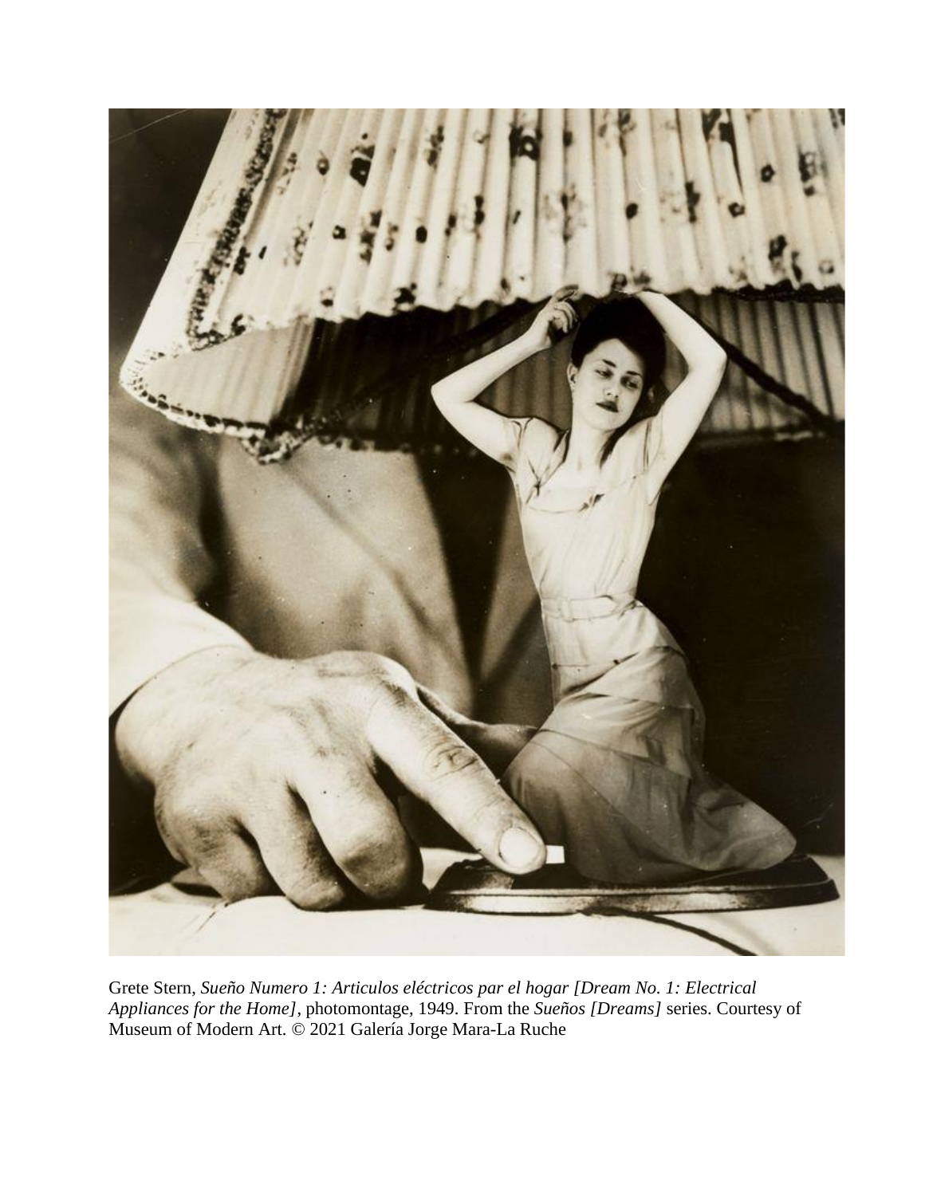Grete Stern, *Sueño Numero 1: Articulos eléctricos par el hogar [Dream No. 1: Electrical Appliances for the Home]*, photomontage, 1949. From the *Sueños [Dreams]* series. Courtesy of Museum of Modern Art. © 2021 Galería Jorge Mara-La Ruche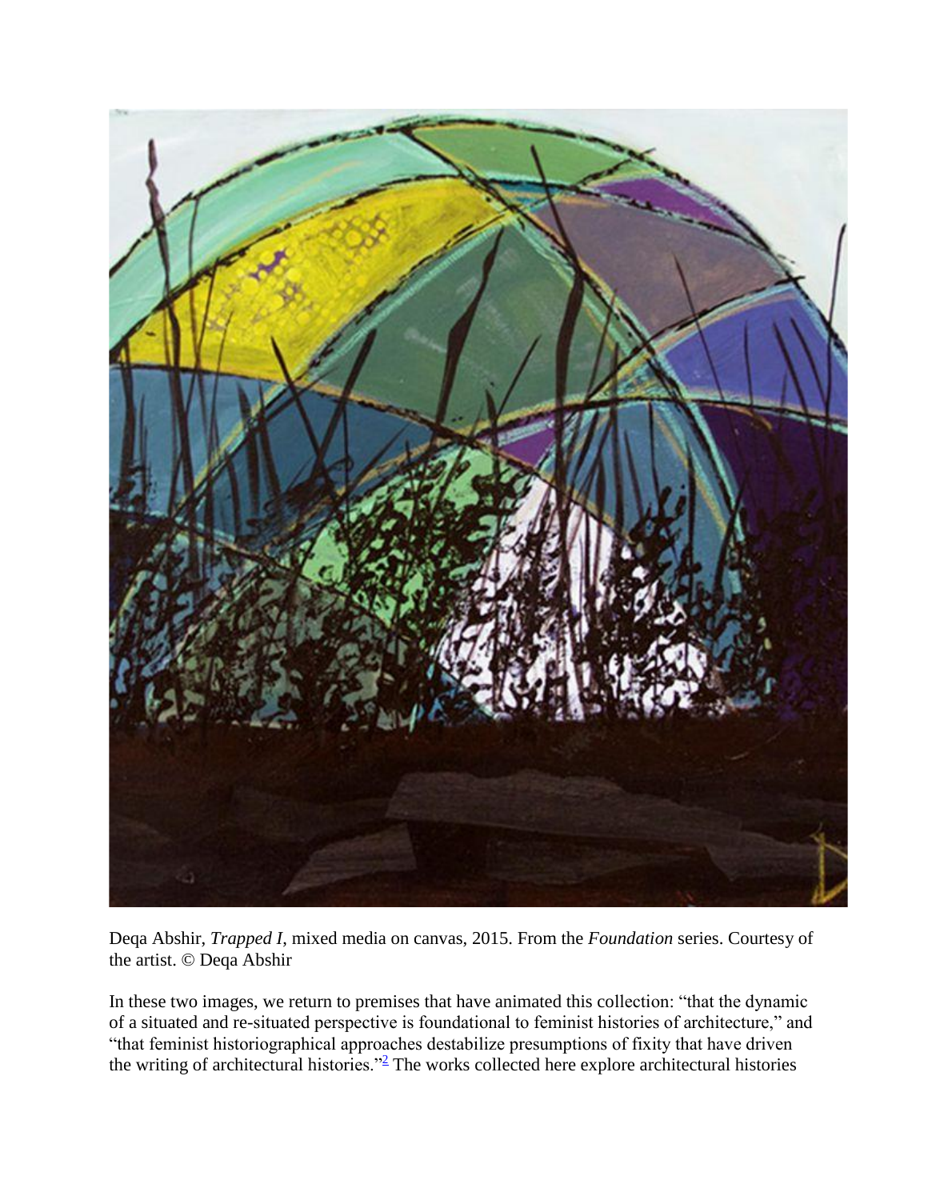Deqa Abshir, *Trapped I*, mixed media on canvas, 2015. From the *Foundation* series. Courtesy of the artist. © Deqa Abshir

In these two images, we return to premises that have animated this collection: "that the dynamic of a situated and re-situated perspective is foundational to feminist histories of architecture," and "that feminist historiographical approaches destabilize presumptions of fixity that have driven the writing of architectural histories."[2] The works collected here explore architectural histories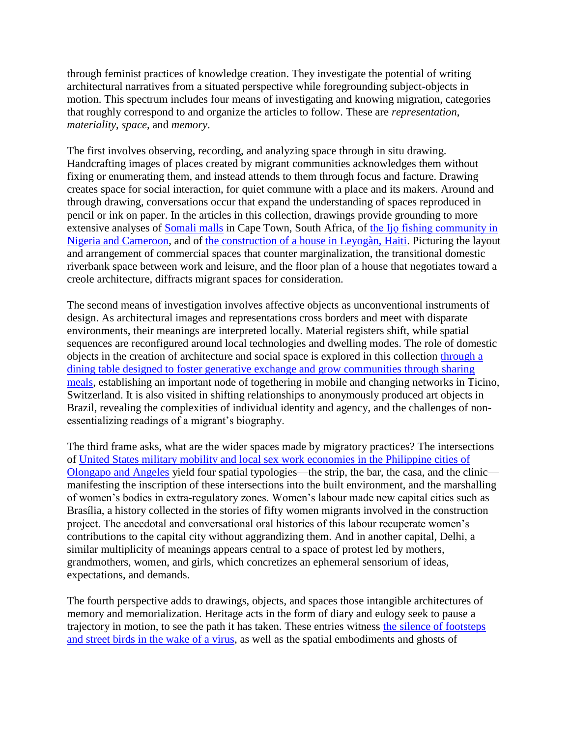through feminist practices of knowledge creation. They investigate the potential of writing architectural narratives from a situated perspective while foregrounding subject-objects in motion. This spectrum includes four means of investigating and knowing migration, categories that roughly correspond to and organize the articles to follow. These are *representation*, *materiality*, *space*, and *memory*.

The first involves observing, recording, and analyzing space through in situ drawing. Handcrafting images of places created by migrant communities acknowledges them without fixing or enumerating them, and instead attends to them through focus and facture. Drawing creates space for social interaction, for quiet commune with a place and its makers. Around and through drawing, conversations occur that expand the understanding of spaces reproduced in pencil or ink on paper. In the articles in this collection, drawings provide grounding to more extensive analyses of Somali malls in Cape Town, South Africa, of the Ịjọ fishing community in Nigeria and Cameroon, and of the construction of a house in Leyogàn, Haiti. Picturing the layout and arrangement of commercial spaces that counter marginalization, the transitional domestic riverbank space between work and leisure, and the floor plan of a house that negotiates toward a creole architecture, diffracts migrant spaces for consideration.

The second means of investigation involves affective objects as unconventional instruments of design. As architectural images and representations cross borders and meet with disparate environments, their meanings are interpreted locally. Material registers shift, while spatial sequences are reconfigured around local technologies and dwelling modes. The role of domestic objects in the creation of architecture and social space is explored in this collection through a dining table designed to foster generative exchange and grow communities through sharing meals, establishing an important node of togethering in mobile and changing networks in Ticino, Switzerland. It is also visited in shifting relationships to anonymously produced art objects in Brazil, revealing the complexities of individual identity and agency, and the challenges of non-essentializing readings of a migrant's biography.

The third frame asks, what are the wider spaces made by migratory practices? The intersections of United States military mobility and local sex work economies in the Philippine cities of Olongapo and Angeles yield four spatial typologies—the strip, the bar, the casa, and the clinic—manifesting the inscription of these intersections into the built environment, and the marshalling of women's bodies in extra-regulatory zones. Women's labour made new capital cities such as Brasília, a history collected in the stories of fifty women migrants involved in the construction project. The anecdotal and conversational oral histories of this labour recuperate women's contributions to the capital city without aggrandizing them. And in another capital, Delhi, a similar multiplicity of meanings appears central to a space of protest led by mothers, grandmothers, women, and girls, which concretizes an ephemeral sensorium of ideas, expectations, and demands.

The fourth perspective adds to drawings, objects, and spaces those intangible architectures of memory and memorialization. Heritage acts in the form of diary and eulogy seek to pause a trajectory in motion, to see the path it has taken. These entries witness the silence of footsteps and street birds in the wake of a virus, as well as the spatial embodiments and ghosts of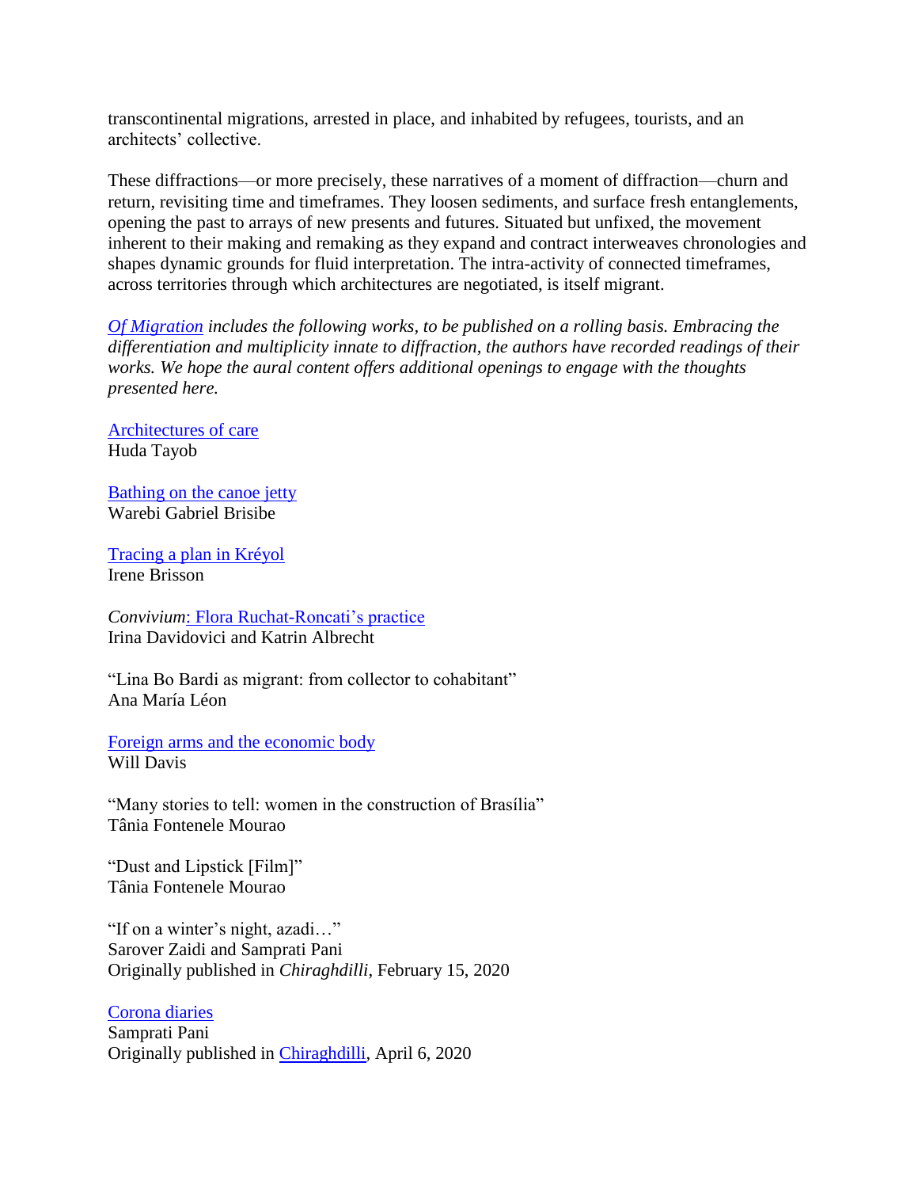transcontinental migrations, arrested in place, and inhabited by refugees, tourists, and an architects' collective.

These diffractions—or more precisely, these narratives of a moment of diffraction—churn and return, revisiting time and timeframes. They loosen sediments, and surface fresh entanglements, opening the past to arrays of new presents and futures. Situated but unfixed, the movement inherent to their making and remaking as they expand and contract interweaves chronologies and shapes dynamic grounds for fluid interpretation. The intra-activity of connected timeframes, across territories through which architectures are negotiated, is itself migrant.

*Of Migration includes the following works, to be published on a rolling basis. Embracing the differentiation and multiplicity innate to diffraction, the authors have recorded readings of their works. We hope the aural content offers additional openings to engage with the thoughts presented here.*

Architectures of care
Huda Tayob

Bathing on the canoe jetty
Warebi Gabriel Brisibe

Tracing a plan in Kréyol
Irene Brisson

*Convivium*: Flora Ruchat-Roncati's practice
Irina Davidovici and Katrin Albrecht

"Lina Bo Bardi as migrant: from collector to cohabitant"
Ana María Léon

Foreign arms and the economic body
Will Davis

"Many stories to tell: women in the construction of Brasília"
Tânia Fontenele Mourao

"Dust and Lipstick [Film]"
Tânia Fontenele Mourao

"If on a winter's night, azadi…"
Sarover Zaidi and Samprati Pani
Originally published in *Chiraghdilli*, February 15, 2020

Corona diaries
Samprati Pani
Originally published in Chiraghdilli, April 6, 2020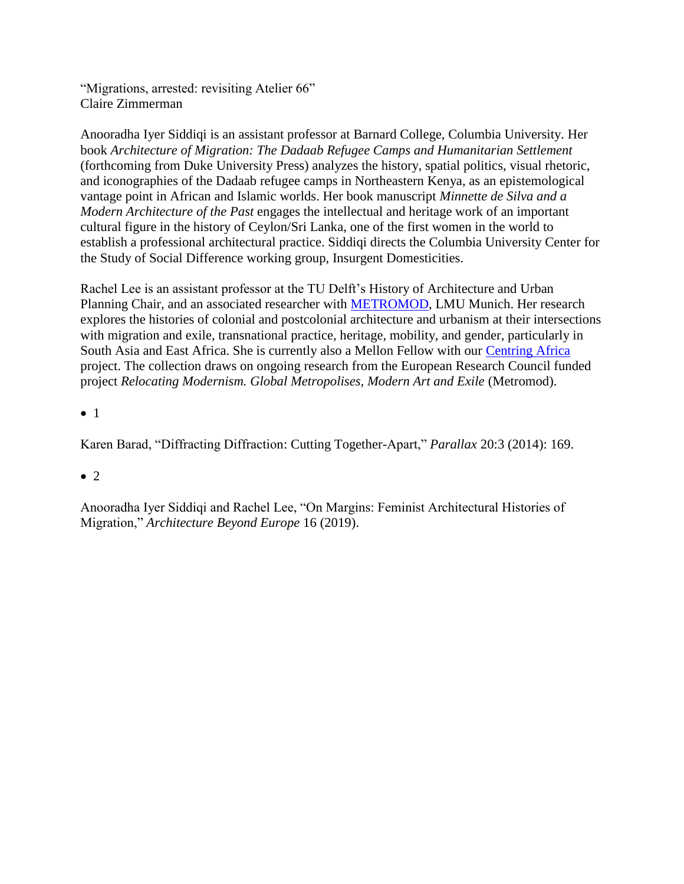"Migrations, arrested: revisiting Atelier 66"
Claire Zimmerman

Anooradha Iyer Siddiqi is an assistant professor at Barnard College, Columbia University. Her book *Architecture of Migration: The Dadaab Refugee Camps and Humanitarian Settlement* (forthcoming from Duke University Press) analyzes the history, spatial politics, visual rhetoric, and iconographies of the Dadaab refugee camps in Northeastern Kenya, as an epistemological vantage point in African and Islamic worlds. Her book manuscript *Minnette de Silva and a Modern Architecture of the Past* engages the intellectual and heritage work of an important cultural figure in the history of Ceylon/Sri Lanka, one of the first women in the world to establish a professional architectural practice. Siddiqi directs the Columbia University Center for the Study of Social Difference working group, Insurgent Domesticities.

Rachel Lee is an assistant professor at the TU Delft's History of Architecture and Urban Planning Chair, and an associated researcher with METROMOD, LMU Munich. Her research explores the histories of colonial and postcolonial architecture and urbanism at their intersections with migration and exile, transnational practice, heritage, mobility, and gender, particularly in South Asia and East Africa. She is currently also a Mellon Fellow with our Centring Africa project. The collection draws on ongoing research from the European Research Council funded project *Relocating Modernism. Global Metropolises, Modern Art and Exile* (Metromod).

- 1

Karen Barad, "Diffracting Diffraction: Cutting Together-Apart," *Parallax* 20:3 (2014): 169.

- 2

Anooradha Iyer Siddiqi and Rachel Lee, "On Margins: Feminist Architectural Histories of Migration," *Architecture Beyond Europe* 16 (2019).